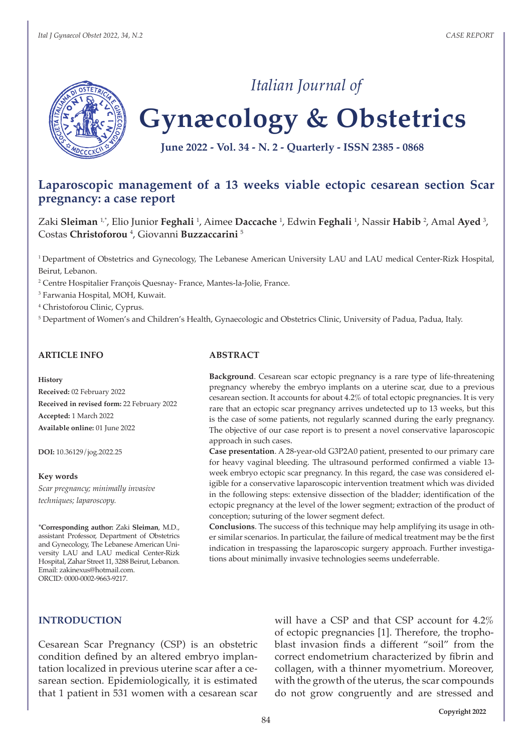# Laparoscopic management of a 13 weeks viable ectopic cesarean section Scar pregnancy: a case report

Zaki **Sleiman** [1,*], Elio Junior **Feghali** [1], Aimee **Daccache** [1], Edwin **Feghali** [1], Nassir **Habib** [2], Amal **Ayed** [3], Costas **Christoforou** [4], Giovanni **Buzzaccarini** [5]

[1] Department of Obstetrics and Gynecology, The Lebanese American University LAU and LAU medical Center-Rizk Hospital, Beirut, Lebanon.

[2] Centre Hospitalier François Quesnay- France, Mantes-la-Jolie, France.

[3] Farwania Hospital, MOH, Kuwait.

[4] Christoforou Clinic, Cyprus.

[5] Department of Women's and Children's Health, Gynaecologic and Obstetrics Clinic, University of Padua, Padua, Italy.

## ARTICLE INFO

**History**

**Received:** 02 February 2022

**Received in revised form:** 22 February 2022

**Accepted:** 1 March 2022

**Available online:** 01 June 2022

**DOI:** 10.36129/jog.2022.25

**Key words**

*Scar pregnancy; minimally invasive techniques; laparoscopy.*

***Corresponding author:** Zaki **Sleiman**, M.D., assistant Professor, Department of Obstetrics and Gynecology, The Lebanese American University LAU and LAU medical Center-Rizk Hospital, Zahar Street 11, 3288 Beirut, Lebanon. Email: zakinexus@hotmail.com. ORCID: 0000-0002-9663-9217.

## ABSTRACT

**Background**. Cesarean scar ectopic pregnancy is a rare type of life-threatening pregnancy whereby the embryo implants on a uterine scar, due to a previous cesarean section. It accounts for about 4.2% of total ectopic pregnancies. It is very rare that an ectopic scar pregnancy arrives undetected up to 13 weeks, but this is the case of some patients, not regularly scanned during the early pregnancy. The objective of our case report is to present a novel conservative laparoscopic approach in such cases.

**Case presentation**. A 28-year-old G3P2A0 patient, presented to our primary care for heavy vaginal bleeding. The ultrasound performed confirmed a viable 13-week embryo ectopic scar pregnancy. In this regard, the case was considered eligible for a conservative laparoscopic intervention treatment which was divided in the following steps: extensive dissection of the bladder; identification of the ectopic pregnancy at the level of the lower segment; extraction of the product of conception; suturing of the lower segment defect.

**Conclusions**. The success of this technique may help amplifying its usage in other similar scenarios. In particular, the failure of medical treatment may be the first indication in trespassing the laparoscopic surgery approach. Further investigations about minimally invasive technologies seems undeferrable.

## INTRODUCTION

Cesarean Scar Pregnancy (CSP) is an obstetric condition defined by an altered embryo implantation localized in previous uterine scar after a cesarean section. Epidemiologically, it is estimated that 1 patient in 531 women with a cesarean scar will have a CSP and that CSP account for 4.2% of ectopic pregnancies [1]. Therefore, the trophoblast invasion finds a different "soil" from the correct endometrium characterized by fibrin and collagen, with a thinner myometrium. Moreover, with the growth of the uterus, the scar compounds do not grow congruently and are stressed and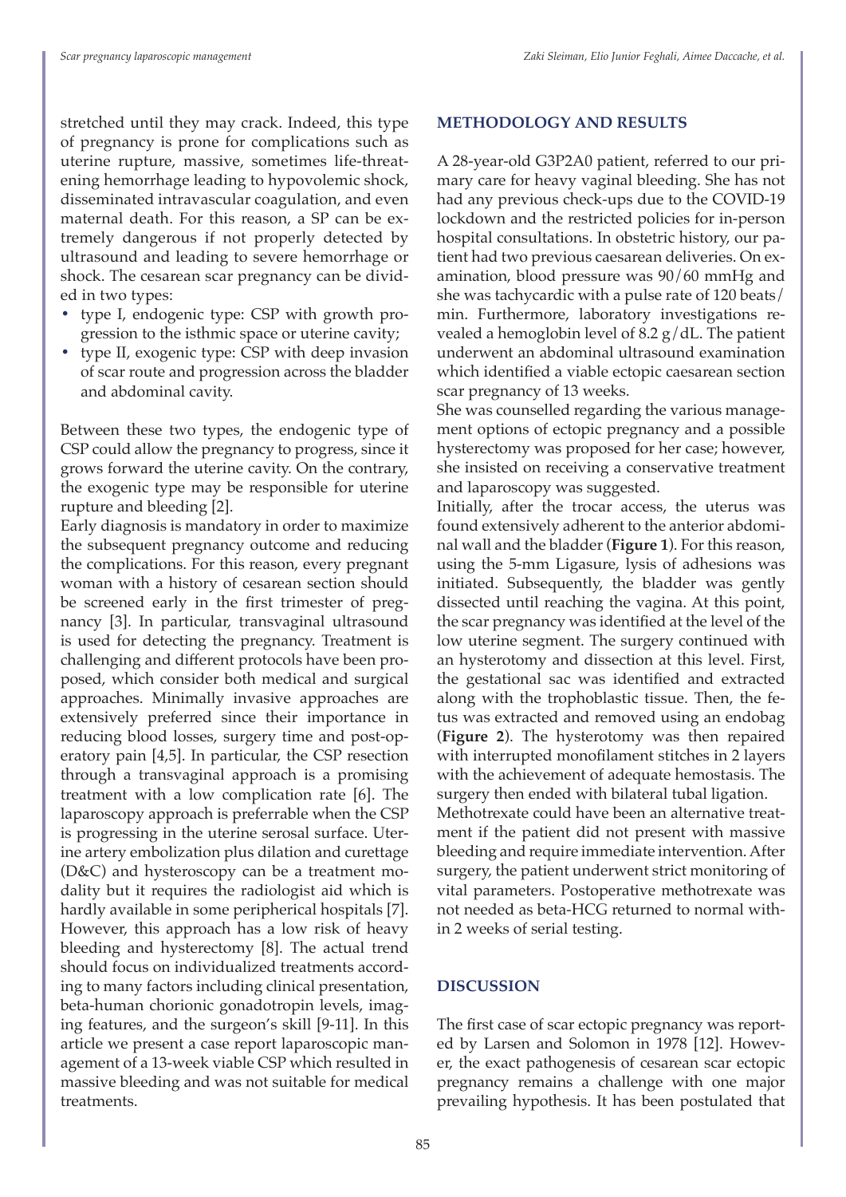stretched until they may crack. Indeed, this type of pregnancy is prone for complications such as uterine rupture, massive, sometimes life-threatening hemorrhage leading to hypovolemic shock, disseminated intravascular coagulation, and even maternal death. For this reason, a SP can be extremely dangerous if not properly detected by ultrasound and leading to severe hemorrhage or shock. The cesarean scar pregnancy can be divided in two types:

- type I, endogenic type: CSP with growth progression to the isthmic space or uterine cavity;
- type II, exogenic type: CSP with deep invasion of scar route and progression across the bladder and abdominal cavity.

Between these two types, the endogenic type of CSP could allow the pregnancy to progress, since it grows forward the uterine cavity. On the contrary, the exogenic type may be responsible for uterine rupture and bleeding [2].

Early diagnosis is mandatory in order to maximize the subsequent pregnancy outcome and reducing the complications. For this reason, every pregnant woman with a history of cesarean section should be screened early in the first trimester of pregnancy [3]. In particular, transvaginal ultrasound is used for detecting the pregnancy. Treatment is challenging and different protocols have been proposed, which consider both medical and surgical approaches. Minimally invasive approaches are extensively preferred since their importance in reducing blood losses, surgery time and post-operatory pain [4,5]. In particular, the CSP resection through a transvaginal approach is a promising treatment with a low complication rate [6]. The laparoscopy approach is preferrable when the CSP is progressing in the uterine serosal surface. Uterine artery embolization plus dilation and curettage (D&C) and hysteroscopy can be a treatment modality but it requires the radiologist aid which is hardly available in some peripherical hospitals [7]. However, this approach has a low risk of heavy bleeding and hysterectomy [8]. The actual trend should focus on individualized treatments according to many factors including clinical presentation, beta-human chorionic gonadotropin levels, imaging features, and the surgeon's skill [9-11]. In this article we present a case report laparoscopic management of a 13-week viable CSP which resulted in massive bleeding and was not suitable for medical treatments.

## METHODOLOGY AND RESULTS

A 28-year-old G3P2A0 patient, referred to our primary care for heavy vaginal bleeding. She has not had any previous check-ups due to the COVID-19 lockdown and the restricted policies for in-person hospital consultations. In obstetric history, our patient had two previous caesarean deliveries. On examination, blood pressure was 90/60 mmHg and she was tachycardic with a pulse rate of 120 beats/min. Furthermore, laboratory investigations revealed a hemoglobin level of 8.2 g/dL. The patient underwent an abdominal ultrasound examination which identified a viable ectopic caesarean section scar pregnancy of 13 weeks.

She was counselled regarding the various management options of ectopic pregnancy and a possible hysterectomy was proposed for her case; however, she insisted on receiving a conservative treatment and laparoscopy was suggested.

Initially, after the trocar access, the uterus was found extensively adherent to the anterior abdominal wall and the bladder (**Figure 1**). For this reason, using the 5-mm Ligasure, lysis of adhesions was initiated. Subsequently, the bladder was gently dissected until reaching the vagina. At this point, the scar pregnancy was identified at the level of the low uterine segment. The surgery continued with an hysterotomy and dissection at this level. First, the gestational sac was identified and extracted along with the trophoblastic tissue. Then, the fetus was extracted and removed using an endobag (**Figure 2**). The hysterotomy was then repaired with interrupted monofilament stitches in 2 layers with the achievement of adequate hemostasis. The surgery then ended with bilateral tubal ligation.

Methotrexate could have been an alternative treatment if the patient did not present with massive bleeding and require immediate intervention. After surgery, the patient underwent strict monitoring of vital parameters. Postoperative methotrexate was not needed as beta-HCG returned to normal within 2 weeks of serial testing.

## DISCUSSION

The first case of scar ectopic pregnancy was reported by Larsen and Solomon in 1978 [12]. However, the exact pathogenesis of cesarean scar ectopic pregnancy remains a challenge with one major prevailing hypothesis. It has been postulated that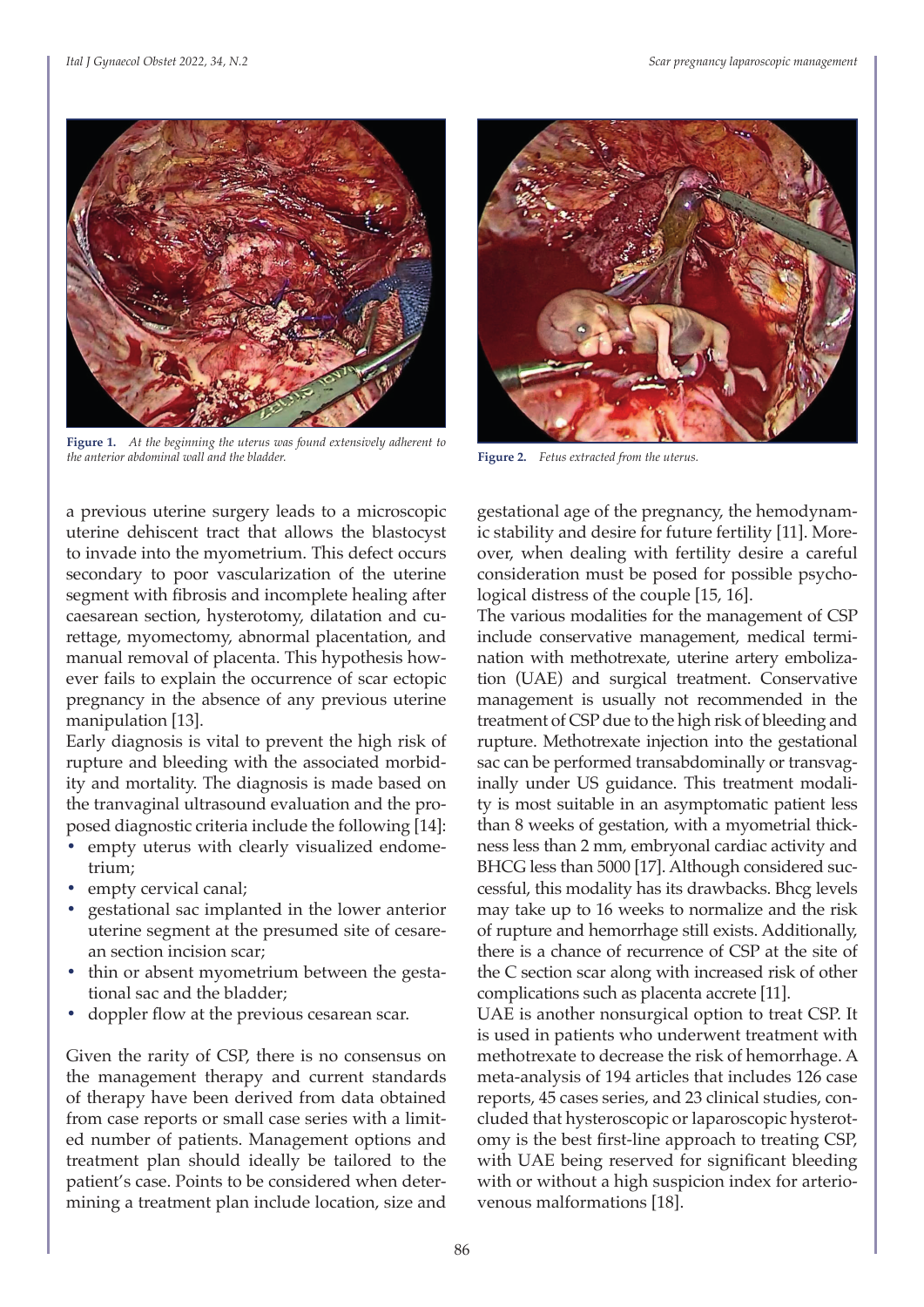Figure 1. *At the beginning the uterus was found extensively adherent to the anterior abdominal wall and the bladder.*

Figure 2. *Fetus extracted from the uterus.*

a previous uterine surgery leads to a microscopic uterine dehiscent tract that allows the blastocyst to invade into the myometrium. This defect occurs secondary to poor vascularization of the uterine segment with fibrosis and incomplete healing after caesarean section, hysterotomy, dilatation and curettage, myomectomy, abnormal placentation, and manual removal of placenta. This hypothesis however fails to explain the occurrence of scar ectopic pregnancy in the absence of any previous uterine manipulation [13].

Early diagnosis is vital to prevent the high risk of rupture and bleeding with the associated morbidity and mortality. The diagnosis is made based on the tranvaginal ultrasound evaluation and the proposed diagnostic criteria include the following [14]:

- empty uterus with clearly visualized endometrium;
- empty cervical canal;
- gestational sac implanted in the lower anterior uterine segment at the presumed site of cesarean section incision scar;
- thin or absent myometrium between the gestational sac and the bladder;
- doppler flow at the previous cesarean scar.

Given the rarity of CSP, there is no consensus on the management therapy and current standards of therapy have been derived from data obtained from case reports or small case series with a limited number of patients. Management options and treatment plan should ideally be tailored to the patient's case. Points to be considered when determining a treatment plan include location, size and gestational age of the pregnancy, the hemodynamic stability and desire for future fertility [11]. Moreover, when dealing with fertility desire a careful consideration must be posed for possible psychological distress of the couple [15, 16].

The various modalities for the management of CSP include conservative management, medical termination with methotrexate, uterine artery embolization (UAE) and surgical treatment. Conservative management is usually not recommended in the treatment of CSP due to the high risk of bleeding and rupture. Methotrexate injection into the gestational sac can be performed transabdominally or transvaginally under US guidance. This treatment modality is most suitable in an asymptomatic patient less than 8 weeks of gestation, with a myometrial thickness less than 2 mm, embryonal cardiac activity and BHCG less than 5000 [17]. Although considered successful, this modality has its drawbacks. Bhcg levels may take up to 16 weeks to normalize and the risk of rupture and hemorrhage still exists. Additionally, there is a chance of recurrence of CSP at the site of the C section scar along with increased risk of other complications such as placenta accrete [11].

UAE is another nonsurgical option to treat CSP. It is used in patients who underwent treatment with methotrexate to decrease the risk of hemorrhage. A meta-analysis of 194 articles that includes 126 case reports, 45 cases series, and 23 clinical studies, concluded that hysteroscopic or laparoscopic hysterotomy is the best first-line approach to treating CSP, with UAE being reserved for significant bleeding with or without a high suspicion index for arteriovenous malformations [18].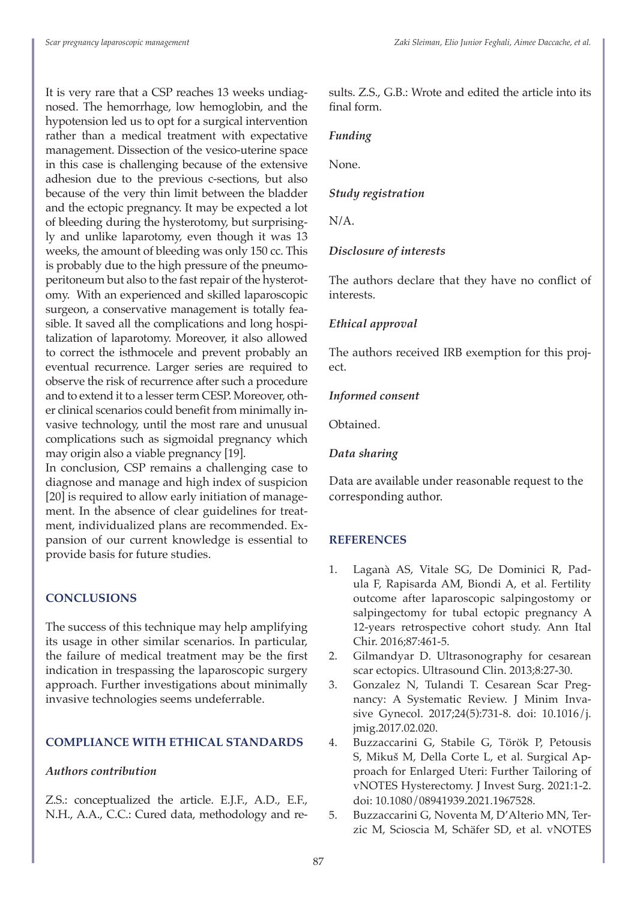It is very rare that a CSP reaches 13 weeks undiagnosed. The hemorrhage, low hemoglobin, and the hypotension led us to opt for a surgical intervention rather than a medical treatment with expectative management. Dissection of the vesico-uterine space in this case is challenging because of the extensive adhesion due to the previous c-sections, but also because of the very thin limit between the bladder and the ectopic pregnancy. It may be expected a lot of bleeding during the hysterotomy, but surprisingly and unlike laparotomy, even though it was 13 weeks, the amount of bleeding was only 150 cc. This is probably due to the high pressure of the pneumoperitoneum but also to the fast repair of the hysterotomy. With an experienced and skilled laparoscopic surgeon, a conservative management is totally feasible. It saved all the complications and long hospitalization of laparotomy. Moreover, it also allowed to correct the isthmocele and prevent probably an eventual recurrence. Larger series are required to observe the risk of recurrence after such a procedure and to extend it to a lesser term CESP. Moreover, other clinical scenarios could benefit from minimally invasive technology, until the most rare and unusual complications such as sigmoidal pregnancy which may origin also a viable pregnancy [19].

In conclusion, CSP remains a challenging case to diagnose and manage and high index of suspicion [20] is required to allow early initiation of management. In the absence of clear guidelines for treatment, individualized plans are recommended. Expansion of our current knowledge is essential to provide basis for future studies.

## CONCLUSIONS

The success of this technique may help amplifying its usage in other similar scenarios. In particular, the failure of medical treatment may be the first indication in trespassing the laparoscopic surgery approach. Further investigations about minimally invasive technologies seems undeferrable.

## COMPLIANCE WITH ETHICAL STANDARDS

### *Authors contribution*

Z.S.: conceptualized the article. E.J.F., A.D., E.F., N.H., A.A., C.C.: Cured data, methodology and results. Z.S., G.B.: Wrote and edited the article into its final form.

### *Funding*

None.

### *Study registration*

N/A.

### *Disclosure of interests*

The authors declare that they have no conflict of interests.

### *Ethical approval*

The authors received IRB exemption for this project.

### *Informed consent*

Obtained.

### *Data sharing*

Data are available under reasonable request to the corresponding author.

## REFERENCES

1. Laganà AS, Vitale SG, De Dominici R, Padula F, Rapisarda AM, Biondi A, et al. Fertility outcome after laparoscopic salpingostomy or salpingectomy for tubal ectopic pregnancy A 12-years retrospective cohort study. Ann Ital Chir. 2016;87:461-5.
2. Gilmandyar D. Ultrasonography for cesarean scar ectopics. Ultrasound Clin. 2013;8:27-30.
3. Gonzalez N, Tulandi T. Cesarean Scar Pregnancy: A Systematic Review. J Minim Invasive Gynecol. 2017;24(5):731-8. doi: 10.1016/j.jmig.2017.02.020.
4. Buzzaccarini G, Stabile G, Török P, Petousis S, Mikuš M, Della Corte L, et al. Surgical Approach for Enlarged Uteri: Further Tailoring of vNOTES Hysterectomy. J Invest Surg. 2021:1-2. doi: 10.1080/08941939.2021.1967528.
5. Buzzaccarini G, Noventa M, D'Alterio MN, Terzic M, Scioscia M, Schäfer SD, et al. vNOTES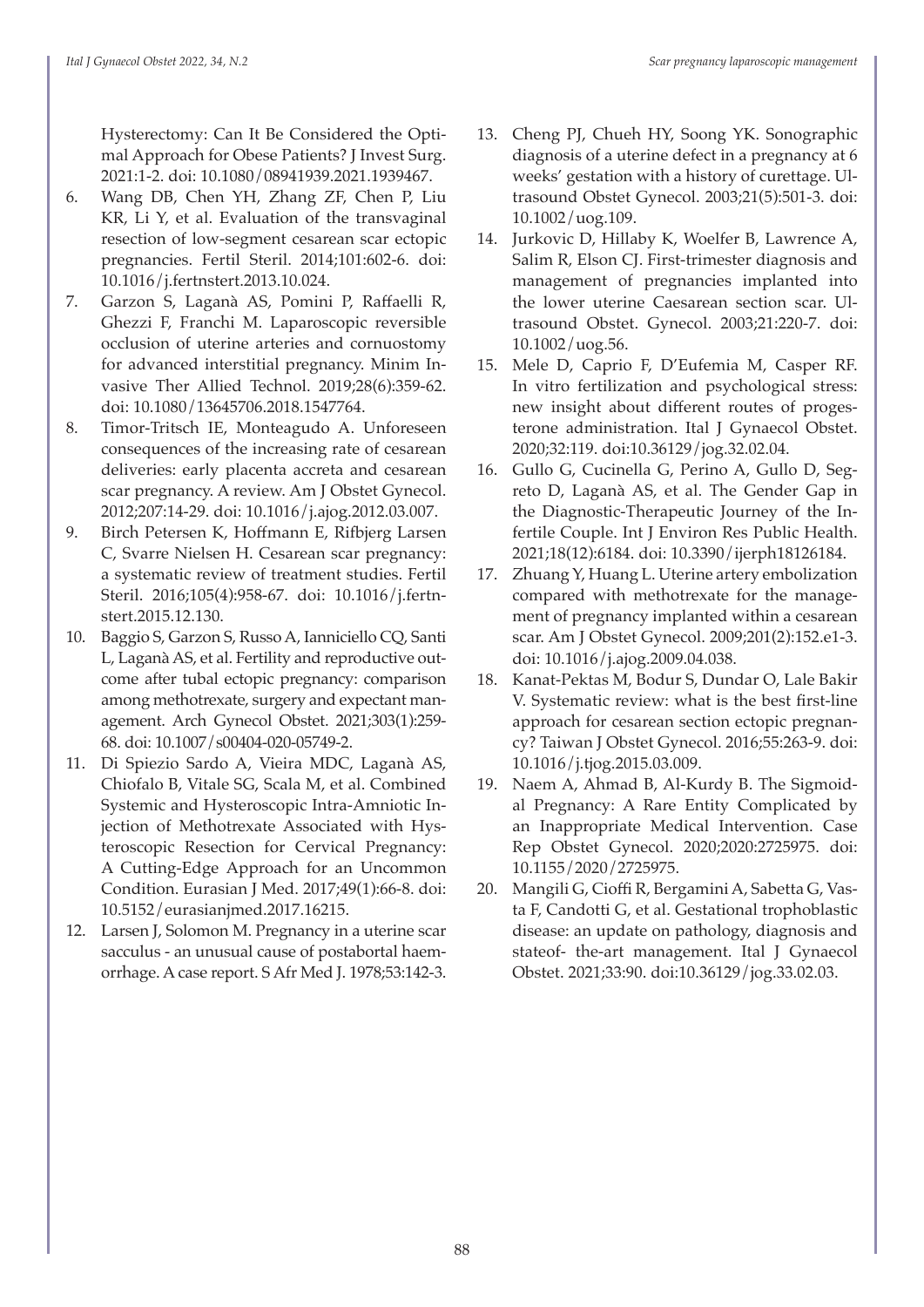Hysterectomy: Can It Be Considered the Optimal Approach for Obese Patients? J Invest Surg. 2021:1-2. doi: 10.1080/08941939.2021.1939467.

6. Wang DB, Chen YH, Zhang ZF, Chen P, Liu KR, Li Y, et al. Evaluation of the transvaginal resection of low-segment cesarean scar ectopic pregnancies. Fertil Steril. 2014;101:602-6. doi: 10.1016/j.fertnstert.2013.10.024.
7. Garzon S, Laganà AS, Pomini P, Raffaelli R, Ghezzi F, Franchi M. Laparoscopic reversible occlusion of uterine arteries and cornuostomy for advanced interstitial pregnancy. Minim Invasive Ther Allied Technol. 2019;28(6):359-62. doi: 10.1080/13645706.2018.1547764.
8. Timor-Tritsch IE, Monteagudo A. Unforeseen consequences of the increasing rate of cesarean deliveries: early placenta accreta and cesarean scar pregnancy. A review. Am J Obstet Gynecol. 2012;207:14-29. doi: 10.1016/j.ajog.2012.03.007.
9. Birch Petersen K, Hoffmann E, Rifbjerg Larsen C, Svarre Nielsen H. Cesarean scar pregnancy: a systematic review of treatment studies. Fertil Steril. 2016;105(4):958-67. doi: 10.1016/j.fertnstert.2015.12.130.
10. Baggio S, Garzon S, Russo A, Ianniciello CQ, Santi L, Laganà AS, et al. Fertility and reproductive outcome after tubal ectopic pregnancy: comparison among methotrexate, surgery and expectant management. Arch Gynecol Obstet. 2021;303(1):259-68. doi: 10.1007/s00404-020-05749-2.
11. Di Spiezio Sardo A, Vieira MDC, Laganà AS, Chiofalo B, Vitale SG, Scala M, et al. Combined Systemic and Hysteroscopic Intra-Amniotic Injection of Methotrexate Associated with Hysteroscopic Resection for Cervical Pregnancy: A Cutting-Edge Approach for an Uncommon Condition. Eurasian J Med. 2017;49(1):66-8. doi: 10.5152/eurasianjmed.2017.16215.
12. Larsen J, Solomon M. Pregnancy in a uterine scar sacculus - an unusual cause of postabortal haemorrhage. A case report. S Afr Med J. 1978;53:142-3.
13. Cheng PJ, Chueh HY, Soong YK. Sonographic diagnosis of a uterine defect in a pregnancy at 6 weeks' gestation with a history of curettage. Ultrasound Obstet Gynecol. 2003;21(5):501-3. doi: 10.1002/uog.109.
14. Jurkovic D, Hillaby K, Woelfer B, Lawrence A, Salim R, Elson CJ. First-trimester diagnosis and management of pregnancies implanted into the lower uterine Caesarean section scar. Ultrasound Obstet. Gynecol. 2003;21:220-7. doi: 10.1002/uog.56.
15. Mele D, Caprio F, D'Eufemia M, Casper RF. In vitro fertilization and psychological stress: new insight about different routes of progesterone administration. Ital J Gynaecol Obstet. 2020;32:119. doi:10.36129/jog.32.02.04.
16. Gullo G, Cucinella G, Perino A, Gullo D, Segreto D, Laganà AS, et al. The Gender Gap in the Diagnostic-Therapeutic Journey of the Infertile Couple. Int J Environ Res Public Health. 2021;18(12):6184. doi: 10.3390/ijerph18126184.
17. Zhuang Y, Huang L. Uterine artery embolization compared with methotrexate for the management of pregnancy implanted within a cesarean scar. Am J Obstet Gynecol. 2009;201(2):152.e1-3. doi: 10.1016/j.ajog.2009.04.038.
18. Kanat-Pektas M, Bodur S, Dundar O, Lale Bakir V. Systematic review: what is the best first-line approach for cesarean section ectopic pregnancy? Taiwan J Obstet Gynecol. 2016;55:263-9. doi: 10.1016/j.tjog.2015.03.009.
19. Naem A, Ahmad B, Al-Kurdy B. The Sigmoidal Pregnancy: A Rare Entity Complicated by an Inappropriate Medical Intervention. Case Rep Obstet Gynecol. 2020;2020:2725975. doi: 10.1155/2020/2725975.
20. Mangili G, Cioffi R, Bergamini A, Sabetta G, Vasta F, Candotti G, et al. Gestational trophoblastic disease: an update on pathology, diagnosis and stateof- the-art management. Ital J Gynaecol Obstet. 2021;33:90. doi:10.36129/jog.33.02.03.